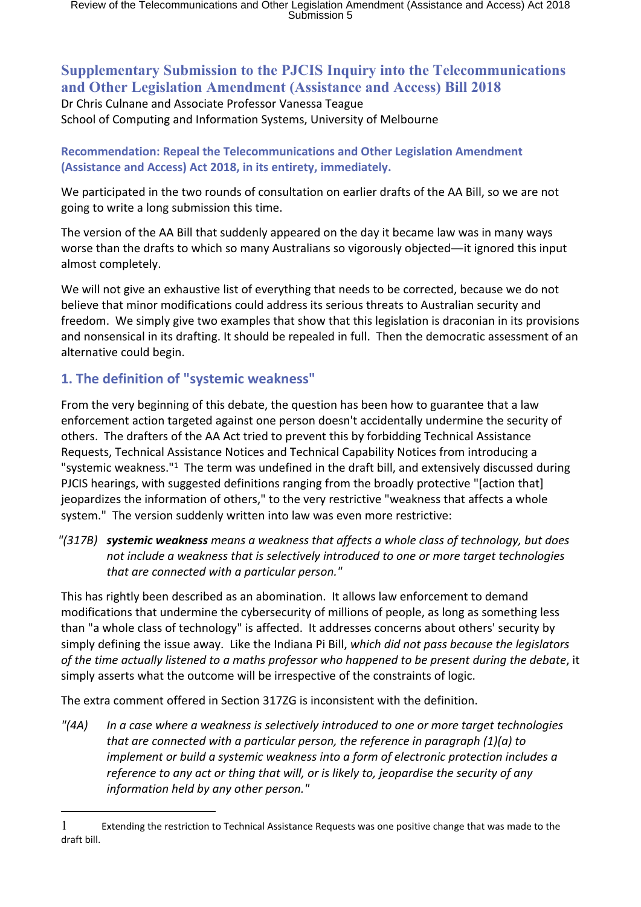# Supplementary Submission to the PJCIS Inquiry into the Telecommunications and Other Legislation Amendment (Assistance and Access) Bill 2018

Dr Chris Culnane and Associate Professor Vanessa Teague
School of Computing and Information Systems, University of Melbourne

**Recommendation: Repeal the Telecommunications and Other Legislation Amendment (Assistance and Access) Act 2018, in its entirety, immediately.**

We participated in the two rounds of consultation on earlier drafts of the AA Bill, so we are not going to write a long submission this time.

The version of the AA Bill that suddenly appeared on the day it became law was in many ways worse than the drafts to which so many Australians so vigorously objected—it ignored this input almost completely.

We will not give an exhaustive list of everything that needs to be corrected, because we do not believe that minor modifications could address its serious threats to Australian security and freedom. We simply give two examples that show that this legislation is draconian in its provisions and nonsensical in its drafting. It should be repealed in full. Then the democratic assessment of an alternative could begin.

## 1. The definition of "systemic weakness"

From the very beginning of this debate, the question has been how to guarantee that a law enforcement action targeted against one person doesn't accidentally undermine the security of others. The drafters of the AA Act tried to prevent this by forbidding Technical Assistance Requests, Technical Assistance Notices and Technical Capability Notices from introducing a "systemic weakness."[1] The term was undefined in the draft bill, and extensively discussed during PJCIS hearings, with suggested definitions ranging from the broadly protective "[action that] jeopardizes the information of others," to the very restrictive "weakness that affects a whole system." The version suddenly written into law was even more restrictive:

> "(317B) ***systemic weakness*** *means a weakness that affects a whole class of technology, but does not include a weakness that is selectively introduced to one or more target technologies that are connected with a particular person."*

This has rightly been described as an abomination. It allows law enforcement to demand modifications that undermine the cybersecurity of millions of people, as long as something less than "a whole class of technology" is affected. It addresses concerns about others' security by simply defining the issue away. Like the Indiana Pi Bill, *which did not pass because the legislators of the time actually listened to a maths professor who happened to be present during the debate*, it simply asserts what the outcome will be irrespective of the constraints of logic.

The extra comment offered in Section 317ZG is inconsistent with the definition.

> "(4A) *In a case where a weakness is selectively introduced to one or more target technologies that are connected with a particular person, the reference in paragraph (1)(a) to implement or build a systemic weakness into a form of electronic protection includes a reference to any act or thing that will, or is likely to, jeopardise the security of any information held by any other person."*

---

[1] Extending the restriction to Technical Assistance Requests was one positive change that was made to the draft bill.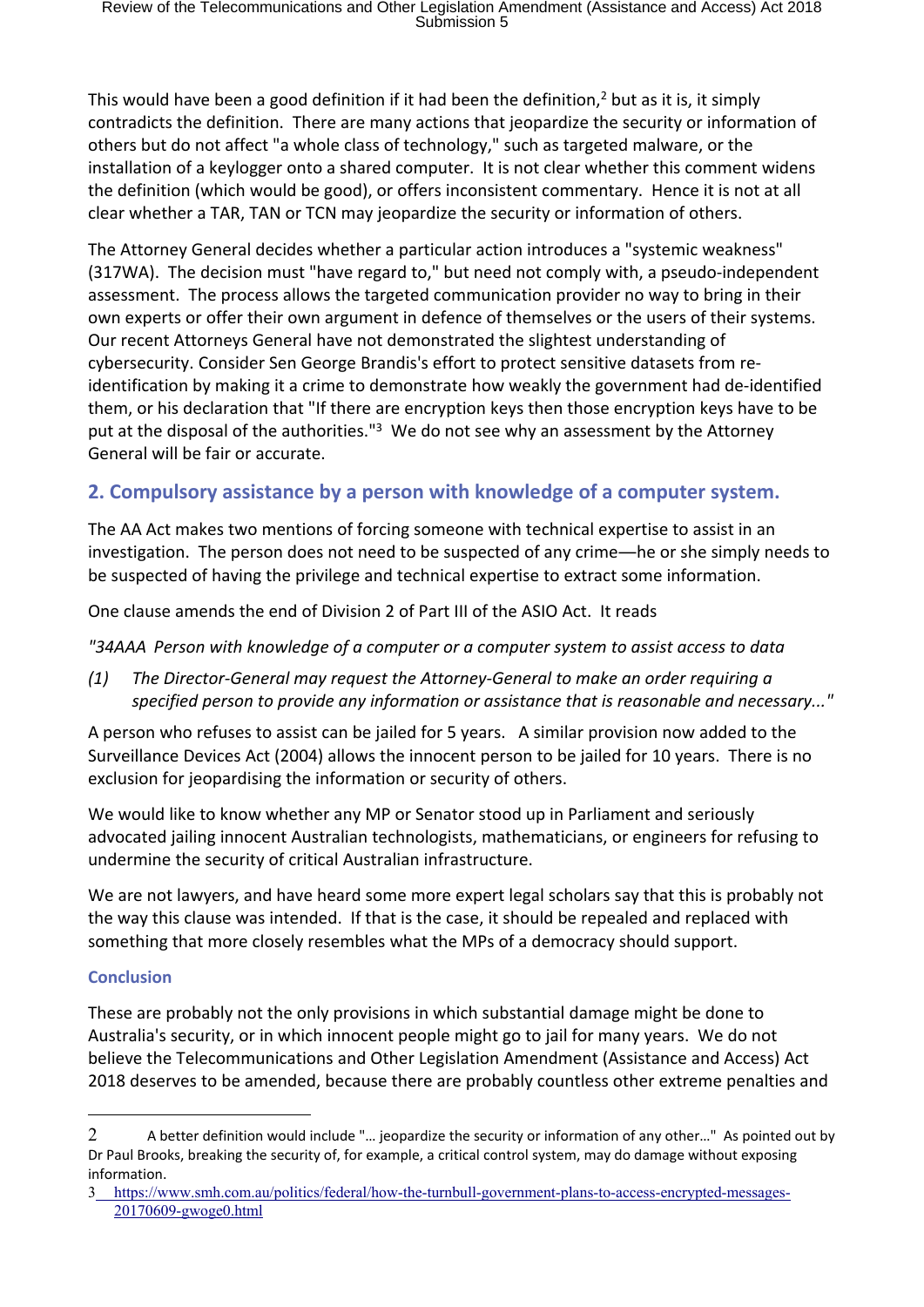This would have been a good definition if it had been the definition,[2] but as it is, it simply contradicts the definition. There are many actions that jeopardize the security or information of others but do not affect "a whole class of technology," such as targeted malware, or the installation of a keylogger onto a shared computer. It is not clear whether this comment widens the definition (which would be good), or offers inconsistent commentary. Hence it is not at all clear whether a TAR, TAN or TCN may jeopardize the security or information of others.

The Attorney General decides whether a particular action introduces a "systemic weakness" (317WA). The decision must "have regard to," but need not comply with, a pseudo-independent assessment. The process allows the targeted communication provider no way to bring in their own experts or offer their own argument in defence of themselves or the users of their systems. Our recent Attorneys General have not demonstrated the slightest understanding of cybersecurity. Consider Sen George Brandis's effort to protect sensitive datasets from re-identification by making it a crime to demonstrate how weakly the government had de-identified them, or his declaration that "If there are encryption keys then those encryption keys have to be put at the disposal of the authorities."[3] We do not see why an assessment by the Attorney General will be fair or accurate.

## 2. Compulsory assistance by a person with knowledge of a computer system.

The AA Act makes two mentions of forcing someone with technical expertise to assist in an investigation. The person does not need to be suspected of any crime—he or she simply needs to be suspected of having the privilege and technical expertise to extract some information.

One clause amends the end of Division 2 of Part III of the ASIO Act. It reads

*"34AAA Person with knowledge of a computer or a computer system to assist access to data*

*(1) The Director-General may request the Attorney-General to make an order requiring a specified person to provide any information or assistance that is reasonable and necessary..."*

A person who refuses to assist can be jailed for 5 years. A similar provision now added to the Surveillance Devices Act (2004) allows the innocent person to be jailed for 10 years. There is no exclusion for jeopardising the information or security of others.

We would like to know whether any MP or Senator stood up in Parliament and seriously advocated jailing innocent Australian technologists, mathematicians, or engineers for refusing to undermine the security of critical Australian infrastructure.

We are not lawyers, and have heard some more expert legal scholars say that this is probably not the way this clause was intended. If that is the case, it should be repealed and replaced with something that more closely resembles what the MPs of a democracy should support.

### Conclusion

These are probably not the only provisions in which substantial damage might be done to Australia's security, or in which innocent people might go to jail for many years. We do not believe the Telecommunications and Other Legislation Amendment (Assistance and Access) Act 2018 deserves to be amended, because there are probably countless other extreme penalties and

---

2 A better definition would include "… jeopardize the security or information of any other…" As pointed out by Dr Paul Brooks, breaking the security of, for example, a critical control system, may do damage without exposing information.

3 https://www.smh.com.au/politics/federal/how-the-turnbull-government-plans-to-access-encrypted-messages-20170609-gwoge0.html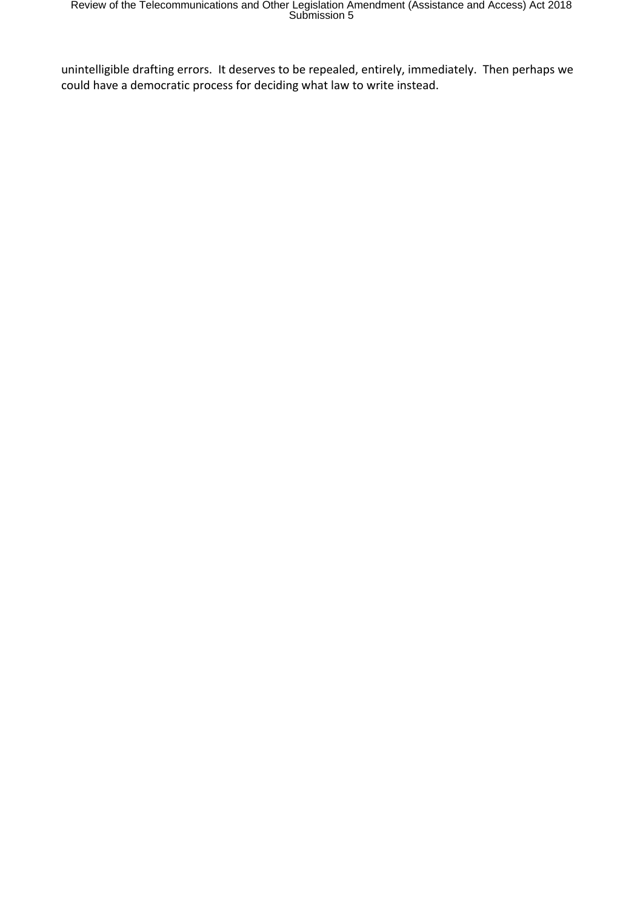unintelligible drafting errors. It deserves to be repealed, entirely, immediately. Then perhaps we could have a democratic process for deciding what law to write instead.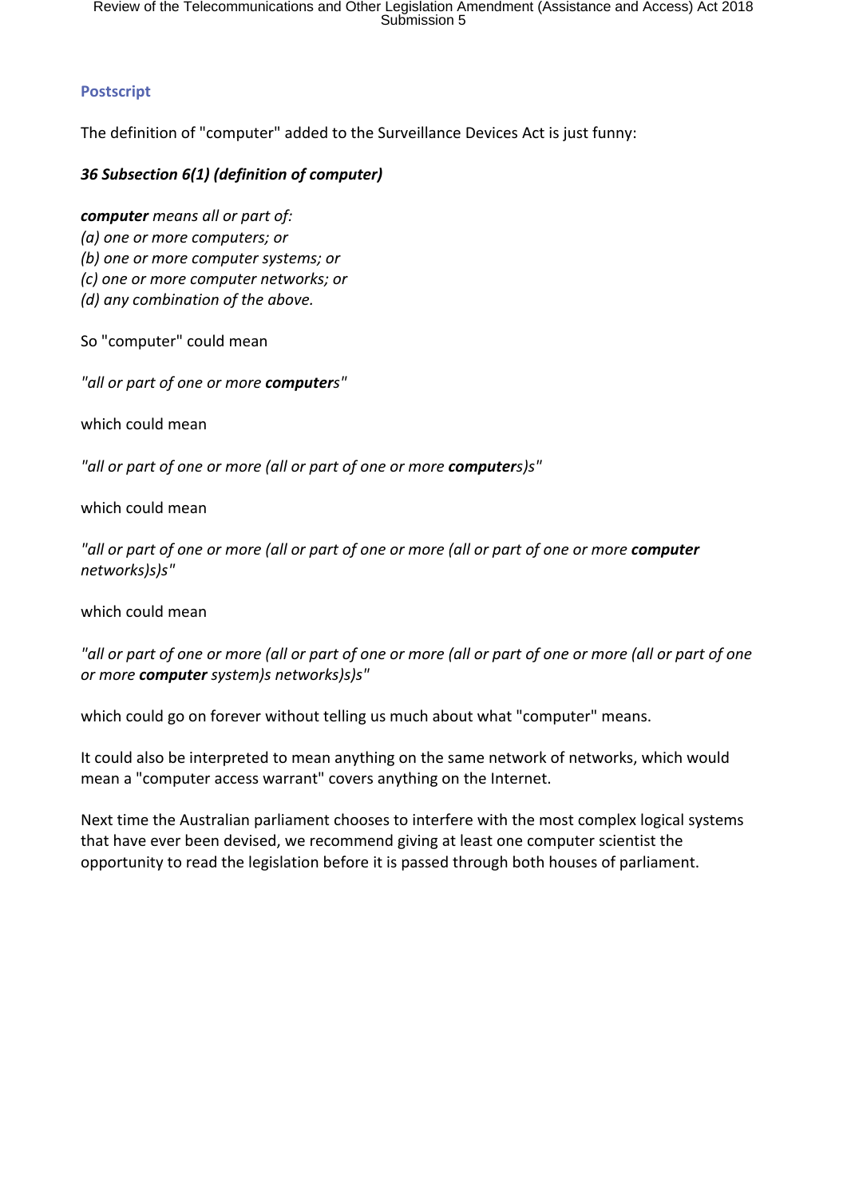## Postscript

The definition of "computer" added to the Surveillance Devices Act is just funny:

***36 Subsection 6(1) (definition of computer)***

***computer*** *means all or part of:*
*(a) one or more computers; or*
*(b) one or more computer systems; or*
*(c) one or more computer networks; or*
*(d) any combination of the above.*

So "computer" could mean

*"all or part of one or more* ***computer****s"*

which could mean

*"all or part of one or more (all or part of one or more* ***computer****s)s"*

which could mean

*"all or part of one or more (all or part of one or more (all or part of one or more* ***computer*** *networks)s)s"*

which could mean

*"all or part of one or more (all or part of one or more (all or part of one or more (all or part of one or more* ***computer*** *system)s networks)s)s"*

which could go on forever without telling us much about what "computer" means.

It could also be interpreted to mean anything on the same network of networks, which would mean a "computer access warrant" covers anything on the Internet.

Next time the Australian parliament chooses to interfere with the most complex logical systems that have ever been devised, we recommend giving at least one computer scientist the opportunity to read the legislation before it is passed through both houses of parliament.